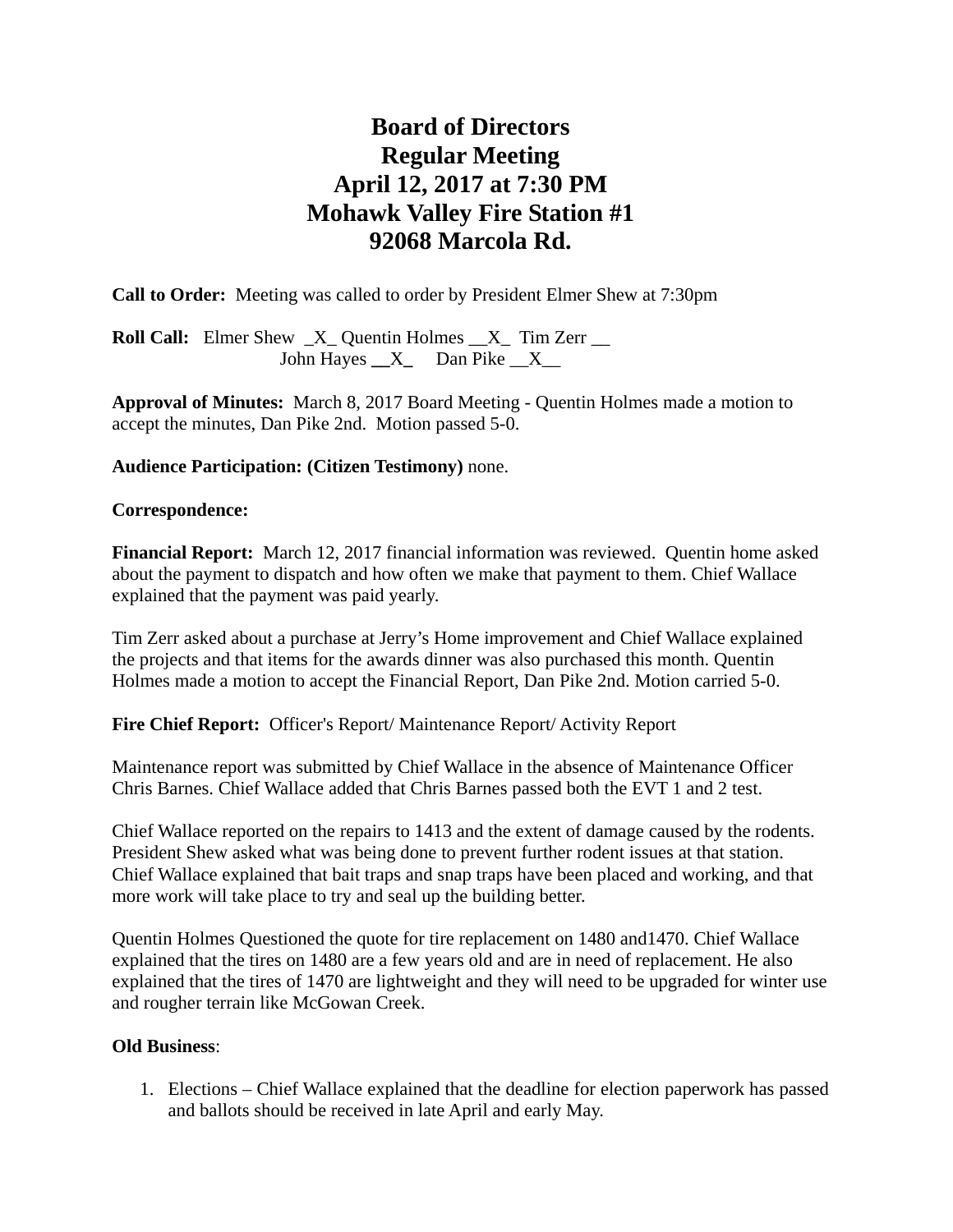# Board of Directors
# Regular Meeting
# April 12, 2017 at 7:30 PM
# Mohawk Valley Fire Station #1
# 92068 Marcola Rd.

**Call to Order:** Meeting was called to order by President Elmer Shew at 7:30pm

**Roll Call:** Elmer Shew _X_ Quentin Holmes __X_ Tim Zerr __
John Hayes __X_ Dan Pike __X__

**Approval of Minutes:** March 8, 2017 Board Meeting - Quentin Holmes made a motion to accept the minutes, Dan Pike 2nd. Motion passed 5-0.

**Audience Participation: (Citizen Testimony)** none.

**Correspondence:**

**Financial Report:** March 12, 2017 financial information was reviewed. Quentin home asked about the payment to dispatch and how often we make that payment to them. Chief Wallace explained that the payment was paid yearly.

Tim Zerr asked about a purchase at Jerry's Home improvement and Chief Wallace explained the projects and that items for the awards dinner was also purchased this month. Quentin Holmes made a motion to accept the Financial Report, Dan Pike 2nd. Motion carried 5-0.

**Fire Chief Report:** Officer's Report/ Maintenance Report/ Activity Report

Maintenance report was submitted by Chief Wallace in the absence of Maintenance Officer Chris Barnes. Chief Wallace added that Chris Barnes passed both the EVT 1 and 2 test.

Chief Wallace reported on the repairs to 1413 and the extent of damage caused by the rodents. President Shew asked what was being done to prevent further rodent issues at that station. Chief Wallace explained that bait traps and snap traps have been placed and working, and that more work will take place to try and seal up the building better.

Quentin Holmes Questioned the quote for tire replacement on 1480 and1470. Chief Wallace explained that the tires on 1480 are a few years old and are in need of replacement. He also explained that the tires of 1470 are lightweight and they will need to be upgraded for winter use and rougher terrain like McGowan Creek.

**Old Business**:

1. Elections – Chief Wallace explained that the deadline for election paperwork has passed and ballots should be received in late April and early May.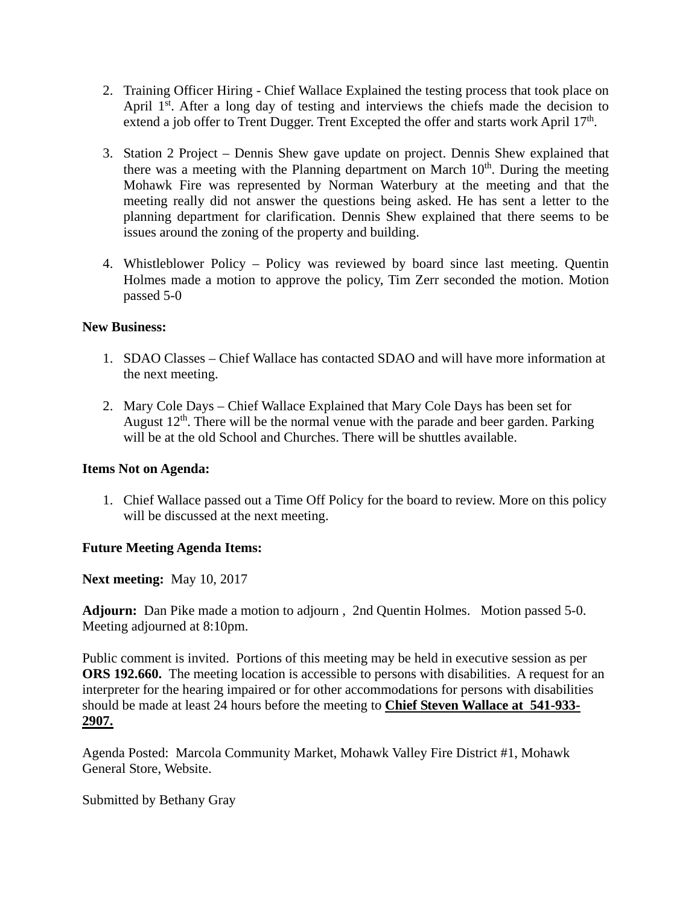2. Training Officer Hiring - Chief Wallace Explained the testing process that took place on April 1st. After a long day of testing and interviews the chiefs made the decision to extend a job offer to Trent Dugger. Trent Excepted the offer and starts work April 17th.

3. Station 2 Project – Dennis Shew gave update on project. Dennis Shew explained that there was a meeting with the Planning department on March 10th. During the meeting Mohawk Fire was represented by Norman Waterbury at the meeting and that the meeting really did not answer the questions being asked. He has sent a letter to the planning department for clarification. Dennis Shew explained that there seems to be issues around the zoning of the property and building.

4. Whistleblower Policy – Policy was reviewed by board since last meeting. Quentin Holmes made a motion to approve the policy, Tim Zerr seconded the motion. Motion passed 5-0

**New Business:**

1. SDAO Classes – Chief Wallace has contacted SDAO and will have more information at the next meeting.

2. Mary Cole Days – Chief Wallace Explained that Mary Cole Days has been set for August 12th. There will be the normal venue with the parade and beer garden. Parking will be at the old School and Churches. There will be shuttles available.

**Items Not on Agenda:**

1. Chief Wallace passed out a Time Off Policy for the board to review. More on this policy will be discussed at the next meeting.

**Future Meeting Agenda Items:**

**Next meeting:** May 10, 2017

**Adjourn:** Dan Pike made a motion to adjourn , 2nd Quentin Holmes. Motion passed 5-0. Meeting adjourned at 8:10pm.

Public comment is invited. Portions of this meeting may be held in executive session as per **ORS 192.660.** The meeting location is accessible to persons with disabilities. A request for an interpreter for the hearing impaired or for other accommodations for persons with disabilities should be made at least 24 hours before the meeting to **Chief Steven Wallace at 541-933-2907.**

Agenda Posted: Marcola Community Market, Mohawk Valley Fire District #1, Mohawk General Store, Website.

Submitted by Bethany Gray